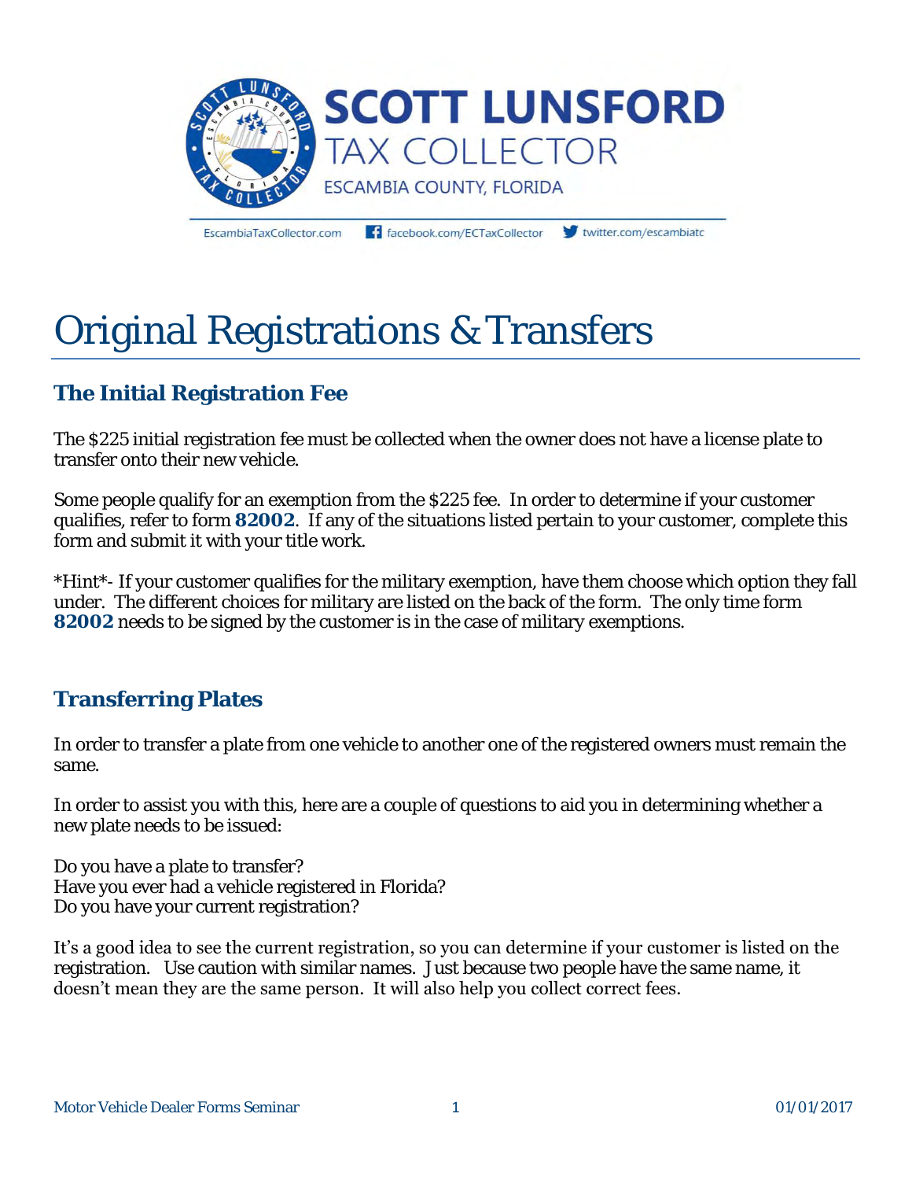SCOTT LUNSFORD
TAX COLLECTOR
ESCAMBIA COUNTY, FLORIDA

EscambiaTaxCollector.com facebook.com/ECTaxCollector twitter.com/escambiatc

# Original Registrations & Transfers

## The Initial Registration Fee

The $225 initial registration fee must be collected when the owner does not have a license plate to transfer onto their new vehicle.

Some people qualify for an exemption from the $225 fee. In order to determine if your customer qualifies, refer to form **82002**. If any of the situations listed pertain to your customer, complete this form and submit it with your title work.

*Hint*- If your customer qualifies for the military exemption, have them choose which option they fall under. The different choices for military are listed on the back of the form. The only time form **82002** needs to be signed by the customer is in the case of military exemptions.

## Transferring Plates

In order to transfer a plate from one vehicle to another one of the registered owners must remain the same.

In order to assist you with this, here are a couple of questions to aid you in determining whether a new plate needs to be issued:

Do you have a plate to transfer?
Have you ever had a vehicle registered in Florida?
Do you have your current registration?

It's a good idea to see the current registration, so you can determine if your customer is listed on the registration. Use caution with similar names. Just because two people have the same name, it doesn't mean they are the same person. It will also help you collect correct fees.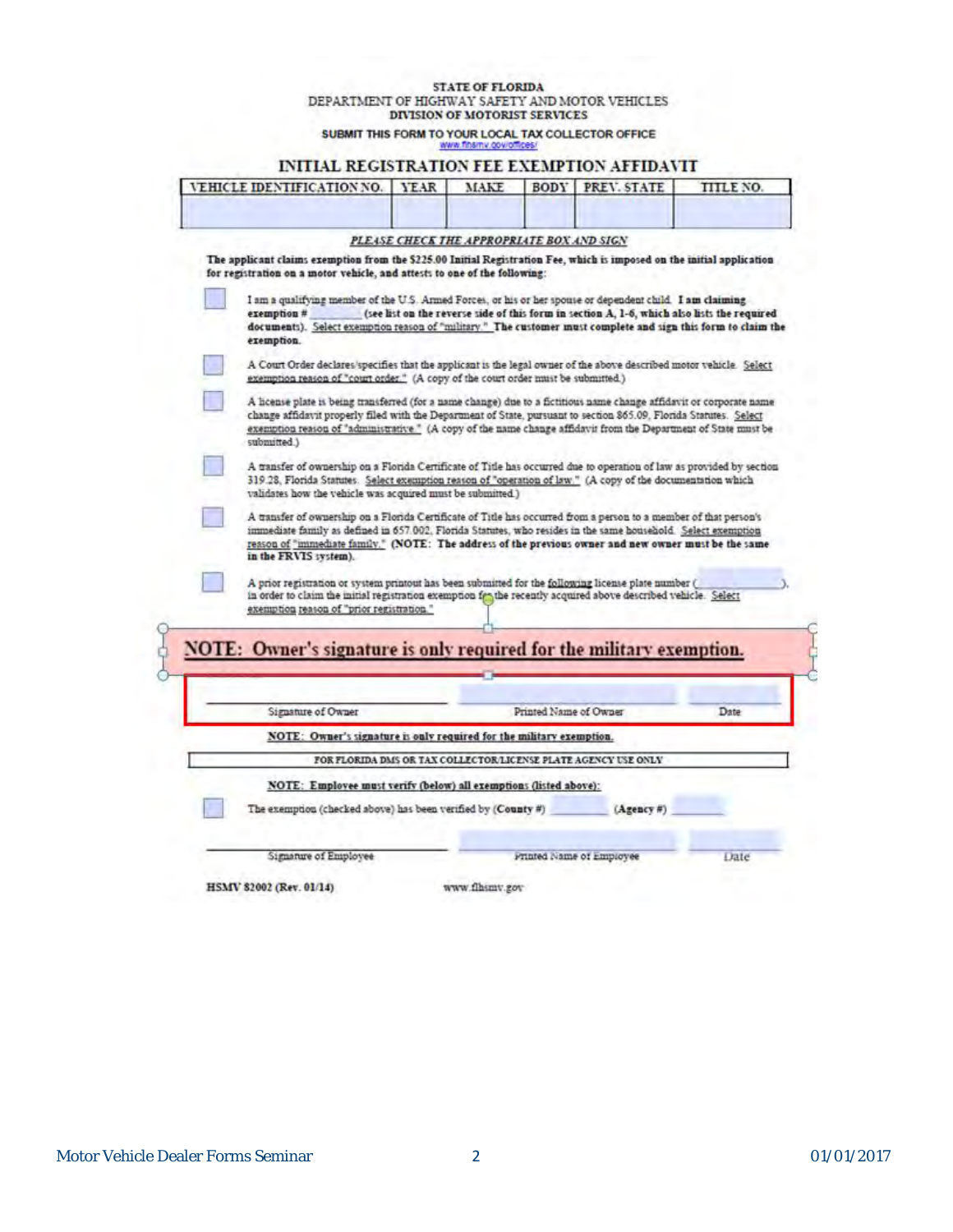STATE OF FLORIDA
DEPARTMENT OF HIGHWAY SAFETY AND MOTOR VEHICLES
DIVISION OF MOTORIST SERVICES

SUBMIT THIS FORM TO YOUR LOCAL TAX COLLECTOR OFFICE
www.flhsmv.gov/offices/

# INITIAL REGISTRATION FEE EXEMPTION AFFIDAVIT

| VEHICLE IDENTIFICATION NO. | YEAR | MAKE | BODY | PREV. STATE | TITLE NO. |
|---|---|---|---|---|---|
| | | | | | |

*PLEASE CHECK THE APPROPRIATE BOX AND SIGN*

**The applicant claims exemption from the $225.00 Initial Registration Fee, which is imposed on the initial application for registration on a motor vehicle, and attests to one of the following:**

☐ I am a qualifying member of the U.S. Armed Forces, or his or her spouse or dependent child. **I am claiming exemption # \_\_\_\_\_\_\_\_ (see list on the reverse side of this form in section A, 1-6, which also lists the required documents).** Select exemption reason of "military." **The customer must complete and sign this form to claim the exemption.**

☐ A Court Order declares/specifies that the applicant is the legal owner of the above described motor vehicle. Select exemption reason of "court order." (A copy of the court order must be submitted.)

☐ A license plate is being transferred (for a name change) due to a fictitious name change affidavit or corporate name change affidavit properly filed with the Department of State, pursuant to section 865.09, Florida Statutes. Select exemption reason of "administrative." (A copy of the name change affidavit from the Department of State must be submitted.)

☐ A transfer of ownership on a Florida Certificate of Title has occurred due to operation of law as provided by section 319.28, Florida Statutes. Select exemption reason of "operation of law." (A copy of the documentation which validates how the vehicle was acquired must be submitted.)

☐ A transfer of ownership on a Florida Certificate of Title has occurred from a person to a member of that person's immediate family as defined in 657.002, Florida Statutes, who resides in the same household. Select exemption reason of "immediate family." **(NOTE: The address of the previous owner and new owner must be the same in the FRVIS system).**

☐ A prior registration or system printout has been submitted for the following license plate number (\_\_\_\_\_\_\_\_) in order to claim the initial registration exemption for the recently acquired above described vehicle. Select exemption reason of "prior registration."

## NOTE: Owner's signature is only required for the military exemption.

\_\_\_\_\_\_\_\_\_\_\_\_\_\_\_\_ Signature of Owner  \_\_\_\_\_\_\_\_\_\_\_\_\_\_\_\_ Printed Name of Owner  \_\_\_\_\_\_\_\_ Date

**NOTE: Owner's signature is only required for the military exemption.**

FOR FLORIDA DMS OR TAX COLLECTOR/LICENSE PLATE AGENCY USE ONLY

**NOTE: Employee must verify (below) all exemptions (listed above):**

☐ The exemption (checked above) has been verified by **(County #)** \_\_\_\_\_\_\_\_ **(Agency #)** \_\_\_\_\_\_\_\_

\_\_\_\_\_\_\_\_\_\_\_\_\_\_\_\_ Signature of Employee  \_\_\_\_\_\_\_\_\_\_\_\_\_\_\_\_ Printed Name of Employee  \_\_\_\_\_\_\_\_ Date

**HSMV 82002 (Rev. 01/14)**  www.flhsmv.gov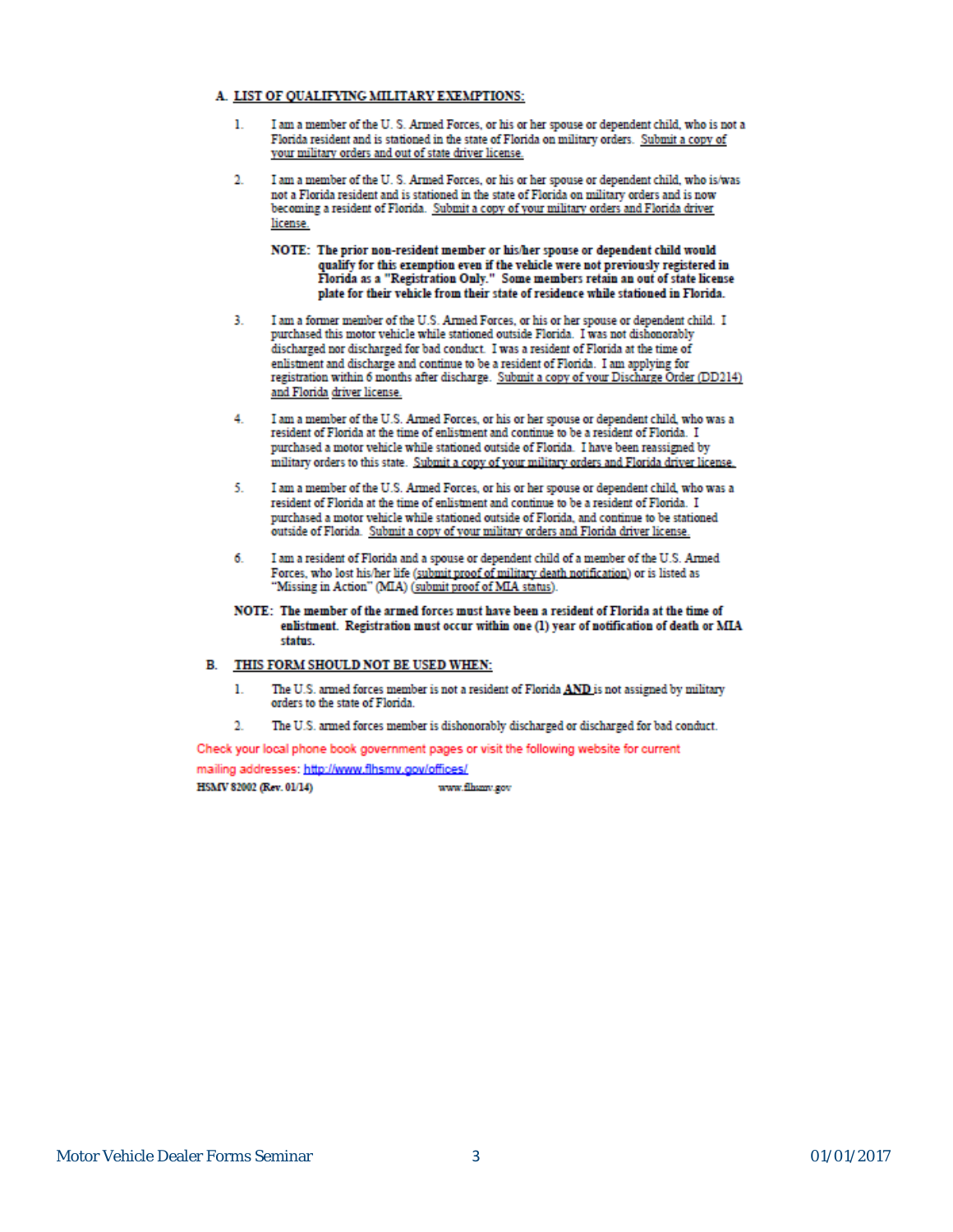## A. LIST OF QUALIFYING MILITARY EXEMPTIONS:

1. I am a member of the U. S. Armed Forces, or his or her spouse or dependent child, who is not a Florida resident and is stationed in the state of Florida on military orders. Submit a copy of your military orders and out of state driver license.

2. I am a member of the U. S. Armed Forces, or his or her spouse or dependent child, who is/was not a Florida resident and is stationed in the state of Florida on military orders and is now becoming a resident of Florida. Submit a copy of your military orders and Florida driver license.

   **NOTE: The prior non-resident member or his/her spouse or dependent child would qualify for this exemption even if the vehicle were not previously registered in Florida as a "Registration Only." Some members retain an out of state license plate for their vehicle from their state of residence while stationed in Florida.**

3. I am a former member of the U.S. Armed Forces, or his or her spouse or dependent child. I purchased this motor vehicle while stationed outside Florida. I was not dishonorably discharged nor discharged for bad conduct. I was a resident of Florida at the time of enlistment and discharge and continue to be a resident of Florida. I am applying for registration within 6 months after discharge. Submit a copy of your Discharge Order (DD214) and Florida driver license.

4. I am a member of the U.S. Armed Forces, or his or her spouse or dependent child, who was a resident of Florida at the time of enlistment and continue to be a resident of Florida. I purchased a motor vehicle while stationed outside of Florida. I have been reassigned by military orders to this state. Submit a copy of your military orders and Florida driver license.

5. I am a member of the U.S. Armed Forces, or his or her spouse or dependent child, who was a resident of Florida at the time of enlistment and continue to be a resident of Florida. I purchased a motor vehicle while stationed outside of Florida, and continue to be stationed outside of Florida. Submit a copy of your military orders and Florida driver license.

6. I am a resident of Florida and a spouse or dependent child of a member of the U.S. Armed Forces, who lost his/her life (submit proof of military death notification) or is listed as "Missing in Action" (MIA) (submit proof of MIA status).

**NOTE: The member of the armed forces must have been a resident of Florida at the time of enlistment. Registration must occur within one (1) year of notification of death or MIA status.**

## B. THIS FORM SHOULD NOT BE USED WHEN:

1. The U.S. armed forces member is not a resident of Florida **AND** is not assigned by military orders to the state of Florida.

2. The U.S. armed forces member is dishonorably discharged or discharged for bad conduct.

Check your local phone book government pages or visit the following website for current mailing addresses: http://www.flhsmv.gov/offices/

HSMV 82002 (Rev. 01/14) www.flhsmv.gov